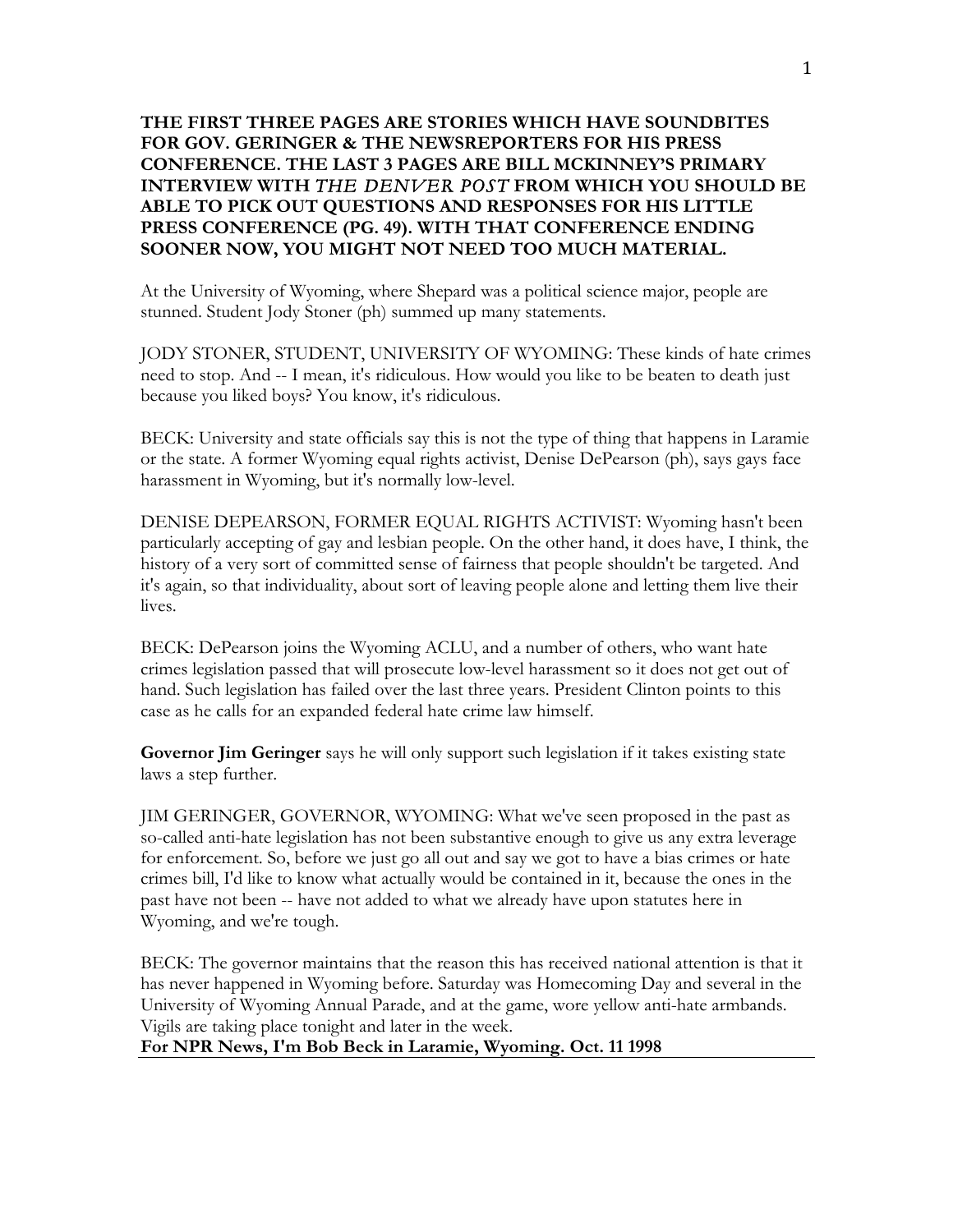**THE FIRST THREE PAGES ARE STORIES WHICH HAVE SOUNDBITES FOR GOV. GERINGER & THE NEWSREPORTERS FOR HIS PRESS CONFERENCE. THE LAST 3 PAGES ARE BILL MCKINNEY'S PRIMARY INTERVIEW WITH *THE DENVER POST* FROM WHICH YOU SHOULD BE ABLE TO PICK OUT QUESTIONS AND RESPONSES FOR HIS LITTLE PRESS CONFERENCE (PG. 49). WITH THAT CONFERENCE ENDING SOONER NOW, YOU MIGHT NOT NEED TOO MUCH MATERIAL.**

At the University of Wyoming, where Shepard was a political science major, people are stunned. Student Jody Stoner (ph) summed up many statements.

JODY STONER, STUDENT, UNIVERSITY OF WYOMING: These kinds of hate crimes need to stop. And -- I mean, it's ridiculous. How would you like to be beaten to death just because you liked boys? You know, it's ridiculous.

BECK: University and state officials say this is not the type of thing that happens in Laramie or the state. A former Wyoming equal rights activist, Denise DePearson (ph), says gays face harassment in Wyoming, but it's normally low-level.

DENISE DEPEARSON, FORMER EQUAL RIGHTS ACTIVIST: Wyoming hasn't been particularly accepting of gay and lesbian people. On the other hand, it does have, I think, the history of a very sort of committed sense of fairness that people shouldn't be targeted. And it's again, so that individuality, about sort of leaving people alone and letting them live their lives.

BECK: DePearson joins the Wyoming ACLU, and a number of others, who want hate crimes legislation passed that will prosecute low-level harassment so it does not get out of hand. Such legislation has failed over the last three years. President Clinton points to this case as he calls for an expanded federal hate crime law himself.

**Governor Jim Geringer** says he will only support such legislation if it takes existing state laws a step further.

JIM GERINGER, GOVERNOR, WYOMING: What we've seen proposed in the past as so-called anti-hate legislation has not been substantive enough to give us any extra leverage for enforcement. So, before we just go all out and say we got to have a bias crimes or hate crimes bill, I'd like to know what actually would be contained in it, because the ones in the past have not been -- have not added to what we already have upon statutes here in Wyoming, and we're tough.

BECK: The governor maintains that the reason this has received national attention is that it has never happened in Wyoming before. Saturday was Homecoming Day and several in the University of Wyoming Annual Parade, and at the game, wore yellow anti-hate armbands. Vigils are taking place tonight and later in the week.

**For NPR News, I'm Bob Beck in Laramie, Wyoming. Oct. 11 1998**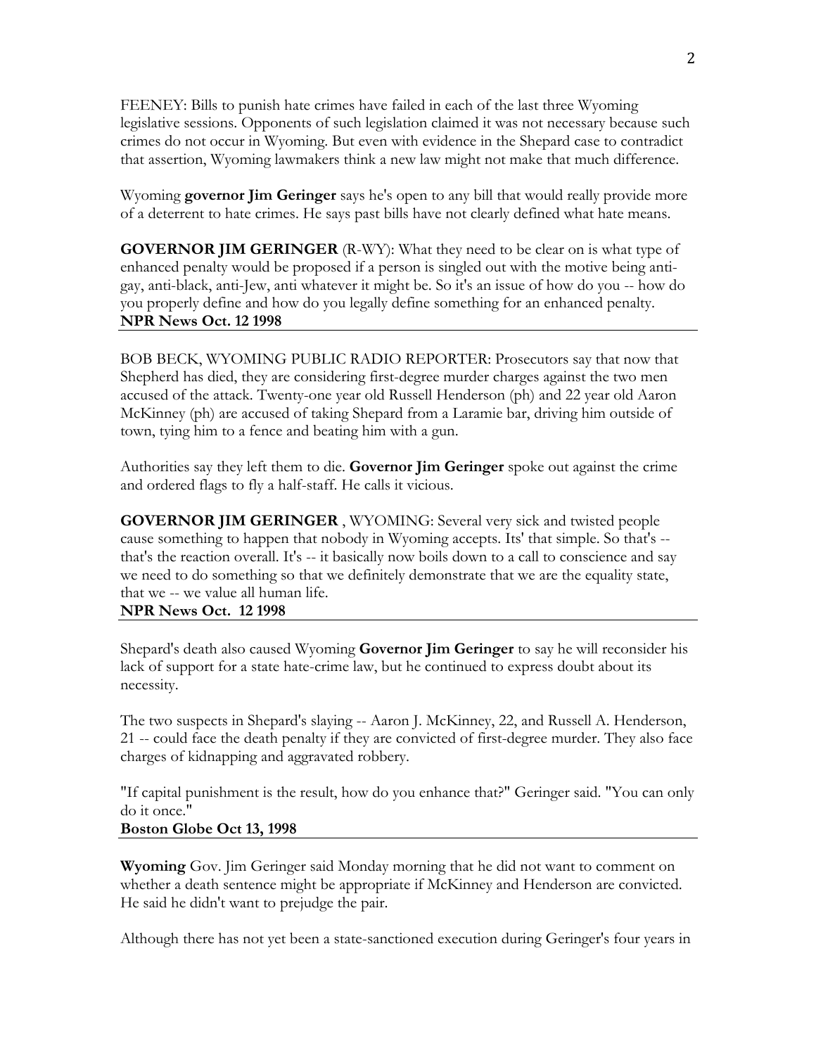FEENEY: Bills to punish hate crimes have failed in each of the last three Wyoming legislative sessions. Opponents of such legislation claimed it was not necessary because such crimes do not occur in Wyoming. But even with evidence in the Shepard case to contradict that assertion, Wyoming lawmakers think a new law might not make that much difference.

Wyoming **governor Jim Geringer** says he's open to any bill that would really provide more of a deterrent to hate crimes. He says past bills have not clearly defined what hate means.

**GOVERNOR JIM GERINGER** (R-WY): What they need to be clear on is what type of enhanced penalty would be proposed if a person is singled out with the motive being anti-gay, anti-black, anti-Jew, anti whatever it might be. So it's an issue of how do you -- how do you properly define and how do you legally define something for an enhanced penalty.
**NPR News Oct. 12 1998**

---

BOB BECK, WYOMING PUBLIC RADIO REPORTER: Prosecutors say that now that Shepherd has died, they are considering first-degree murder charges against the two men accused of the attack. Twenty-one year old Russell Henderson (ph) and 22 year old Aaron McKinney (ph) are accused of taking Shepard from a Laramie bar, driving him outside of town, tying him to a fence and beating him with a gun.

Authorities say they left them to die. **Governor Jim Geringer** spoke out against the crime and ordered flags to fly a half-staff. He calls it vicious.

**GOVERNOR JIM GERINGER** , WYOMING: Several very sick and twisted people cause something to happen that nobody in Wyoming accepts. Its' that simple. So that's -- that's the reaction overall. It's -- it basically now boils down to a call to conscience and say we need to do something so that we definitely demonstrate that we are the equality state, that we -- we value all human life.
**NPR News Oct. 12 1998**

---

Shepard's death also caused Wyoming **Governor Jim Geringer** to say he will reconsider his lack of support for a state hate-crime law, but he continued to express doubt about its necessity.

The two suspects in Shepard's slaying -- Aaron J. McKinney, 22, and Russell A. Henderson, 21 -- could face the death penalty if they are convicted of first-degree murder. They also face charges of kidnapping and aggravated robbery.

"If capital punishment is the result, how do you enhance that?" Geringer said. "You can only do it once."
**Boston Globe Oct 13, 1998**

---

**Wyoming** Gov. Jim Geringer said Monday morning that he did not want to comment on whether a death sentence might be appropriate if McKinney and Henderson are convicted. He said he didn't want to prejudge the pair.

Although there has not yet been a state-sanctioned execution during Geringer's four years in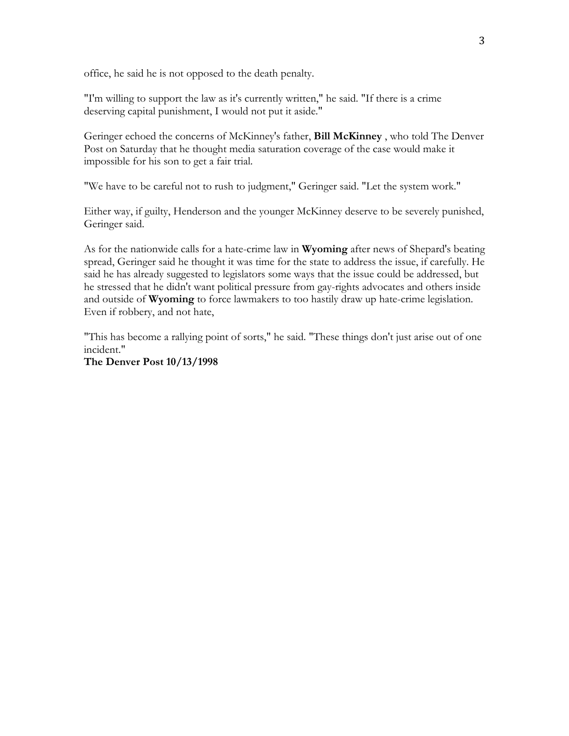office, he said he is not opposed to the death penalty.

"I'm willing to support the law as it's currently written," he said. "If there is a crime deserving capital punishment, I would not put it aside."

Geringer echoed the concerns of McKinney's father, **Bill McKinney** , who told The Denver Post on Saturday that he thought media saturation coverage of the case would make it impossible for his son to get a fair trial.

"We have to be careful not to rush to judgment," Geringer said. "Let the system work."

Either way, if guilty, Henderson and the younger McKinney deserve to be severely punished, Geringer said.

As for the nationwide calls for a hate-crime law in **Wyoming** after news of Shepard's beating spread, Geringer said he thought it was time for the state to address the issue, if carefully. He said he has already suggested to legislators some ways that the issue could be addressed, but he stressed that he didn't want political pressure from gay-rights advocates and others inside and outside of **Wyoming** to force lawmakers to too hastily draw up hate-crime legislation. Even if robbery, and not hate,

"This has become a rallying point of sorts," he said. "These things don't just arise out of one incident."

**The Denver Post 10/13/1998**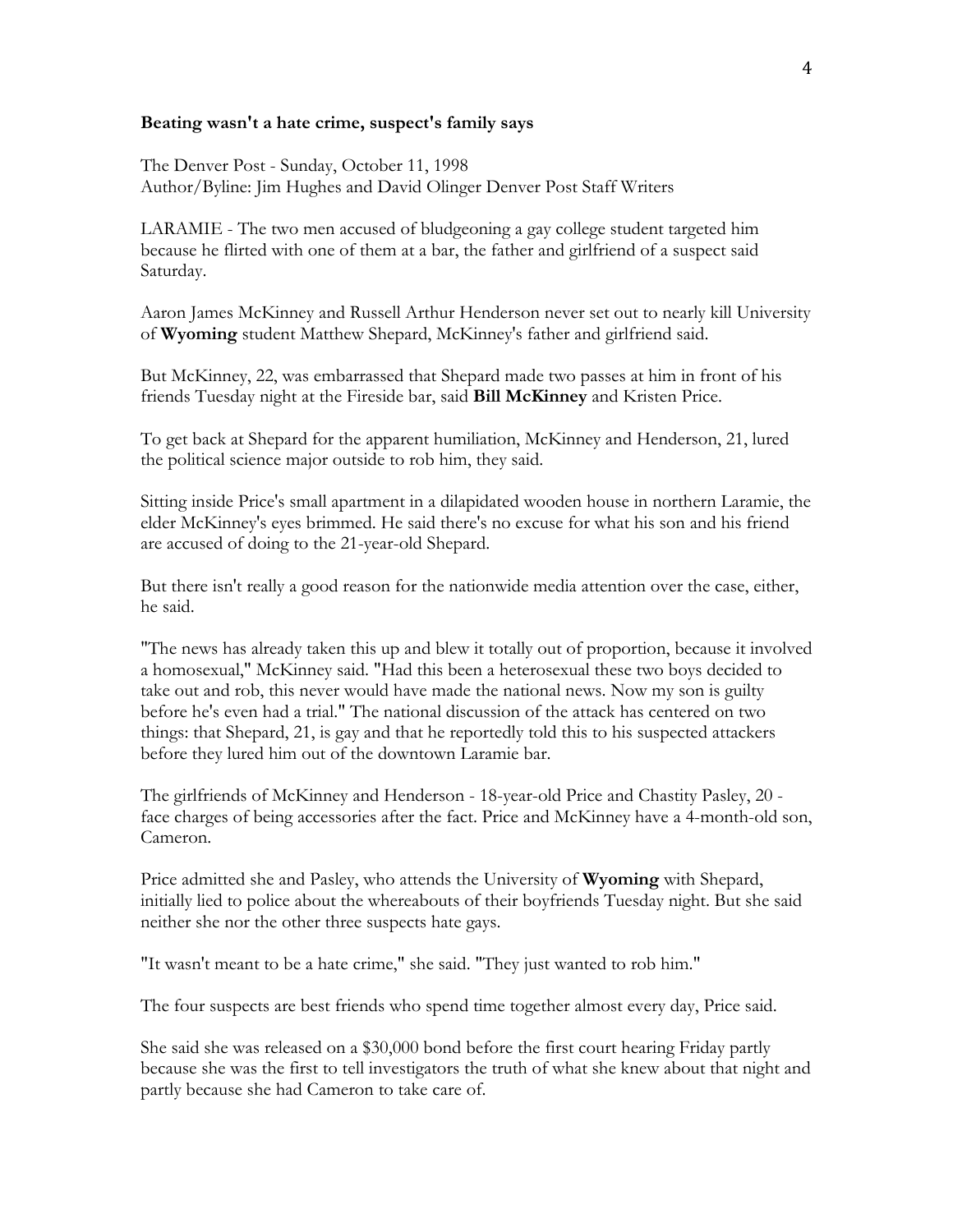**Beating wasn't a hate crime, suspect's family says**

The Denver Post - Sunday, October 11, 1998
Author/Byline: Jim Hughes and David Olinger Denver Post Staff Writers

LARAMIE - The two men accused of bludgeoning a gay college student targeted him because he flirted with one of them at a bar, the father and girlfriend of a suspect said Saturday.

Aaron James McKinney and Russell Arthur Henderson never set out to nearly kill University of **Wyoming** student Matthew Shepard, McKinney's father and girlfriend said.

But McKinney, 22, was embarrassed that Shepard made two passes at him in front of his friends Tuesday night at the Fireside bar, said **Bill McKinney** and Kristen Price.

To get back at Shepard for the apparent humiliation, McKinney and Henderson, 21, lured the political science major outside to rob him, they said.

Sitting inside Price's small apartment in a dilapidated wooden house in northern Laramie, the elder McKinney's eyes brimmed. He said there's no excuse for what his son and his friend are accused of doing to the 21-year-old Shepard.

But there isn't really a good reason for the nationwide media attention over the case, either, he said.

"The news has already taken this up and blew it totally out of proportion, because it involved a homosexual," McKinney said. "Had this been a heterosexual these two boys decided to take out and rob, this never would have made the national news. Now my son is guilty before he's even had a trial." The national discussion of the attack has centered on two things: that Shepard, 21, is gay and that he reportedly told this to his suspected attackers before they lured him out of the downtown Laramie bar.

The girlfriends of McKinney and Henderson - 18-year-old Price and Chastity Pasley, 20 - face charges of being accessories after the fact. Price and McKinney have a 4-month-old son, Cameron.

Price admitted she and Pasley, who attends the University of **Wyoming** with Shepard, initially lied to police about the whereabouts of their boyfriends Tuesday night. But she said neither she nor the other three suspects hate gays.

"It wasn't meant to be a hate crime," she said. "They just wanted to rob him."

The four suspects are best friends who spend time together almost every day, Price said.

She said she was released on a $30,000 bond before the first court hearing Friday partly because she was the first to tell investigators the truth of what she knew about that night and partly because she had Cameron to take care of.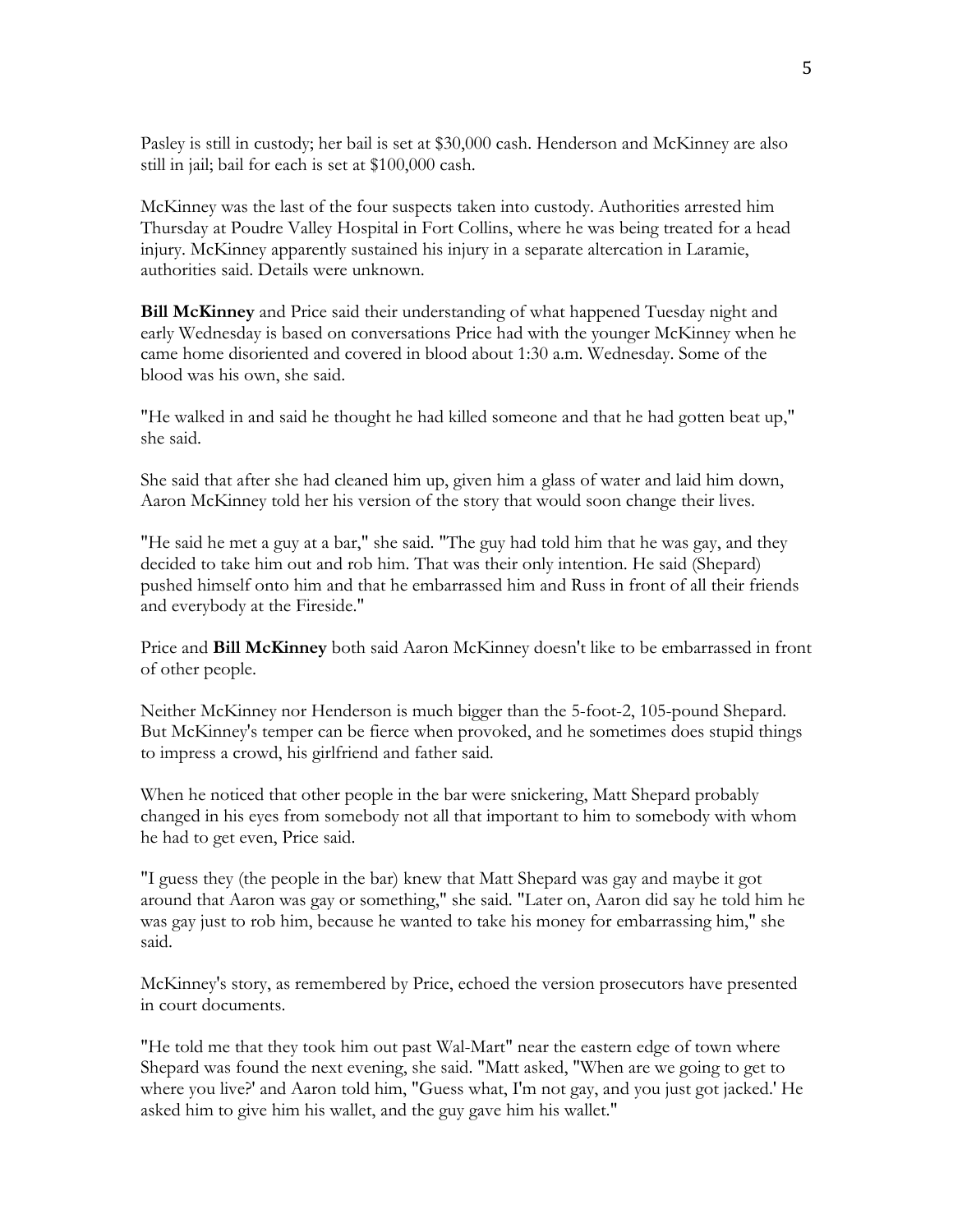Pasley is still in custody; her bail is set at $30,000 cash. Henderson and McKinney are also still in jail; bail for each is set at $100,000 cash.

McKinney was the last of the four suspects taken into custody. Authorities arrested him Thursday at Poudre Valley Hospital in Fort Collins, where he was being treated for a head injury. McKinney apparently sustained his injury in a separate altercation in Laramie, authorities said. Details were unknown.

**Bill McKinney** and Price said their understanding of what happened Tuesday night and early Wednesday is based on conversations Price had with the younger McKinney when he came home disoriented and covered in blood about 1:30 a.m. Wednesday. Some of the blood was his own, she said.

"He walked in and said he thought he had killed someone and that he had gotten beat up," she said.

She said that after she had cleaned him up, given him a glass of water and laid him down, Aaron McKinney told her his version of the story that would soon change their lives.

"He said he met a guy at a bar," she said. "The guy had told him that he was gay, and they decided to take him out and rob him. That was their only intention. He said (Shepard) pushed himself onto him and that he embarrassed him and Russ in front of all their friends and everybody at the Fireside."

Price and **Bill McKinney** both said Aaron McKinney doesn't like to be embarrassed in front of other people.

Neither McKinney nor Henderson is much bigger than the 5-foot-2, 105-pound Shepard. But McKinney's temper can be fierce when provoked, and he sometimes does stupid things to impress a crowd, his girlfriend and father said.

When he noticed that other people in the bar were snickering, Matt Shepard probably changed in his eyes from somebody not all that important to him to somebody with whom he had to get even, Price said.

"I guess they (the people in the bar) knew that Matt Shepard was gay and maybe it got around that Aaron was gay or something," she said. "Later on, Aaron did say he told him he was gay just to rob him, because he wanted to take his money for embarrassing him," she said.

McKinney's story, as remembered by Price, echoed the version prosecutors have presented in court documents.

"He told me that they took him out past Wal-Mart" near the eastern edge of town where Shepard was found the next evening, she said. "Matt asked, "When are we going to get to where you live?' and Aaron told him, "Guess what, I'm not gay, and you just got jacked.' He asked him to give him his wallet, and the guy gave him his wallet."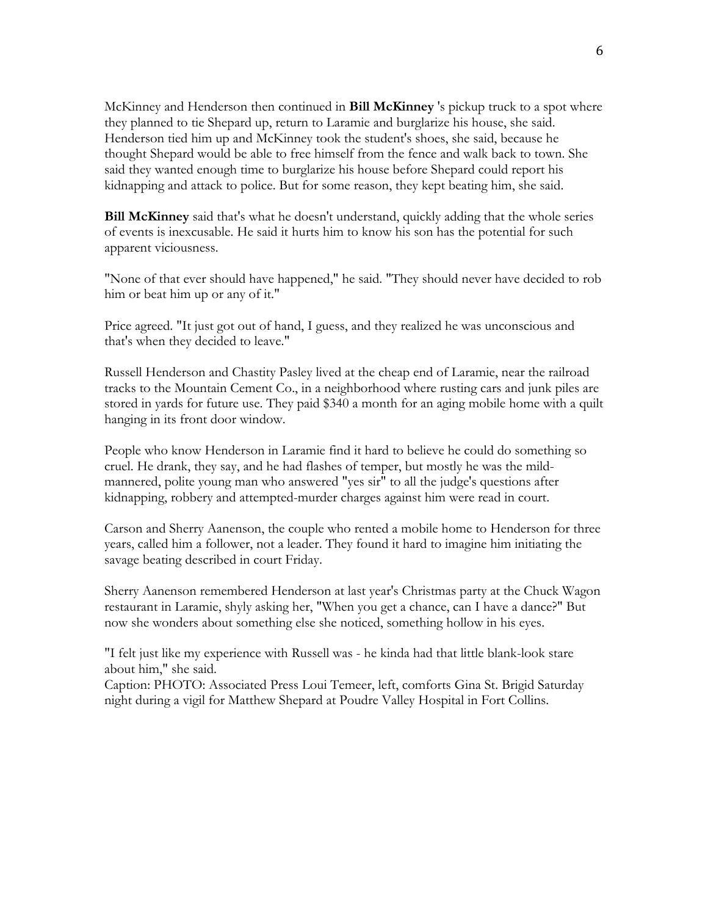McKinney and Henderson then continued in **Bill McKinney** 's pickup truck to a spot where they planned to tie Shepard up, return to Laramie and burglarize his house, she said. Henderson tied him up and McKinney took the student's shoes, she said, because he thought Shepard would be able to free himself from the fence and walk back to town. She said they wanted enough time to burglarize his house before Shepard could report his kidnapping and attack to police. But for some reason, they kept beating him, she said.

**Bill McKinney** said that's what he doesn't understand, quickly adding that the whole series of events is inexcusable. He said it hurts him to know his son has the potential for such apparent viciousness.

"None of that ever should have happened," he said. "They should never have decided to rob him or beat him up or any of it."

Price agreed. "It just got out of hand, I guess, and they realized he was unconscious and that's when they decided to leave."

Russell Henderson and Chastity Pasley lived at the cheap end of Laramie, near the railroad tracks to the Mountain Cement Co., in a neighborhood where rusting cars and junk piles are stored in yards for future use. They paid $340 a month for an aging mobile home with a quilt hanging in its front door window.

People who know Henderson in Laramie find it hard to believe he could do something so cruel. He drank, they say, and he had flashes of temper, but mostly he was the mild-mannered, polite young man who answered "yes sir" to all the judge's questions after kidnapping, robbery and attempted-murder charges against him were read in court.

Carson and Sherry Aanenson, the couple who rented a mobile home to Henderson for three years, called him a follower, not a leader. They found it hard to imagine him initiating the savage beating described in court Friday.

Sherry Aanenson remembered Henderson at last year's Christmas party at the Chuck Wagon restaurant in Laramie, shyly asking her, "When you get a chance, can I have a dance?" But now she wonders about something else she noticed, something hollow in his eyes.

"I felt just like my experience with Russell was - he kinda had that little blank-look stare about him," she said.

Caption: PHOTO: Associated Press Loui Temeer, left, comforts Gina St. Brigid Saturday night during a vigil for Matthew Shepard at Poudre Valley Hospital in Fort Collins.